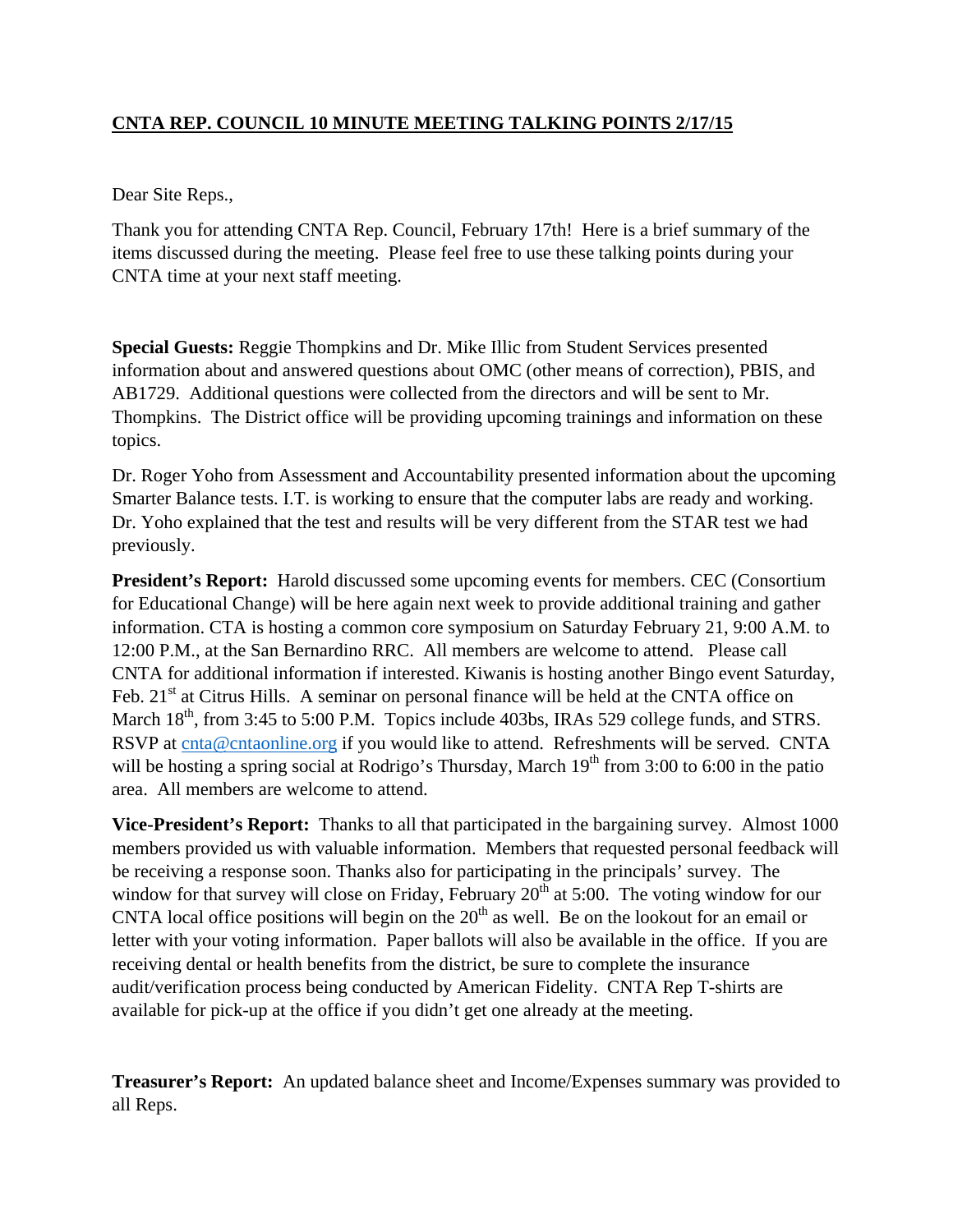**CNTA REP. COUNCIL 10 MINUTE MEETING TALKING POINTS 2/17/15**

Dear Site Reps.,

Thank you for attending CNTA Rep. Council, February 17th! Here is a brief summary of the items discussed during the meeting. Please feel free to use these talking points during your CNTA time at your next staff meeting.

**Special Guests:** Reggie Thompkins and Dr. Mike Illic from Student Services presented information about and answered questions about OMC (other means of correction), PBIS, and AB1729. Additional questions were collected from the directors and will be sent to Mr. Thompkins. The District office will be providing upcoming trainings and information on these topics.

Dr. Roger Yoho from Assessment and Accountability presented information about the upcoming Smarter Balance tests. I.T. is working to ensure that the computer labs are ready and working. Dr. Yoho explained that the test and results will be very different from the STAR test we had previously.

**President's Report:** Harold discussed some upcoming events for members. CEC (Consortium for Educational Change) will be here again next week to provide additional training and gather information. CTA is hosting a common core symposium on Saturday February 21, 9:00 A.M. to 12:00 P.M., at the San Bernardino RRC. All members are welcome to attend. Please call CNTA for additional information if interested. Kiwanis is hosting another Bingo event Saturday, Feb. 21st at Citrus Hills. A seminar on personal finance will be held at the CNTA office on March 18th, from 3:45 to 5:00 P.M. Topics include 403bs, IRAs 529 college funds, and STRS. RSVP at cnta@cntaonline.org if you would like to attend. Refreshments will be served. CNTA will be hosting a spring social at Rodrigo's Thursday, March 19th from 3:00 to 6:00 in the patio area. All members are welcome to attend.

**Vice-President's Report:** Thanks to all that participated in the bargaining survey. Almost 1000 members provided us with valuable information. Members that requested personal feedback will be receiving a response soon. Thanks also for participating in the principals' survey. The window for that survey will close on Friday, February 20th at 5:00. The voting window for our CNTA local office positions will begin on the 20th as well. Be on the lookout for an email or letter with your voting information. Paper ballots will also be available in the office. If you are receiving dental or health benefits from the district, be sure to complete the insurance audit/verification process being conducted by American Fidelity. CNTA Rep T-shirts are available for pick-up at the office if you didn't get one already at the meeting.

**Treasurer's Report:** An updated balance sheet and Income/Expenses summary was provided to all Reps.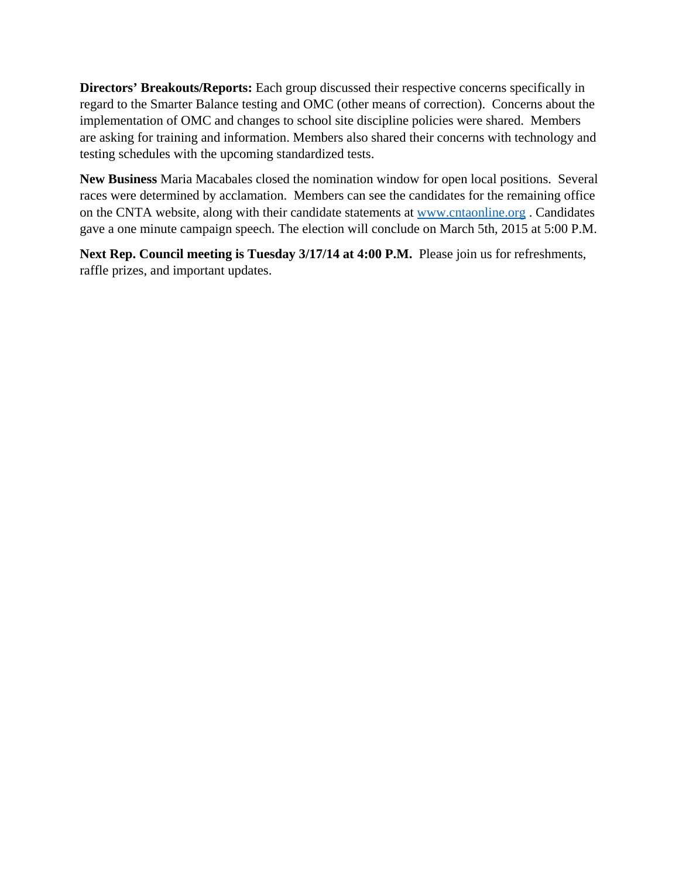**Directors' Breakouts/Reports:** Each group discussed their respective concerns specifically in regard to the Smarter Balance testing and OMC (other means of correction). Concerns about the implementation of OMC and changes to school site discipline policies were shared. Members are asking for training and information. Members also shared their concerns with technology and testing schedules with the upcoming standardized tests.

**New Business** Maria Macabales closed the nomination window for open local positions. Several races were determined by acclamation. Members can see the candidates for the remaining office on the CNTA website, along with their candidate statements at [www.cntaonline.org](http://www.cntaonline.org) . Candidates gave a one minute campaign speech. The election will conclude on March 5th, 2015 at 5:00 P.M.

**Next Rep. Council meeting is Tuesday 3/17/14 at 4:00 P.M.** Please join us for refreshments, raffle prizes, and important updates.